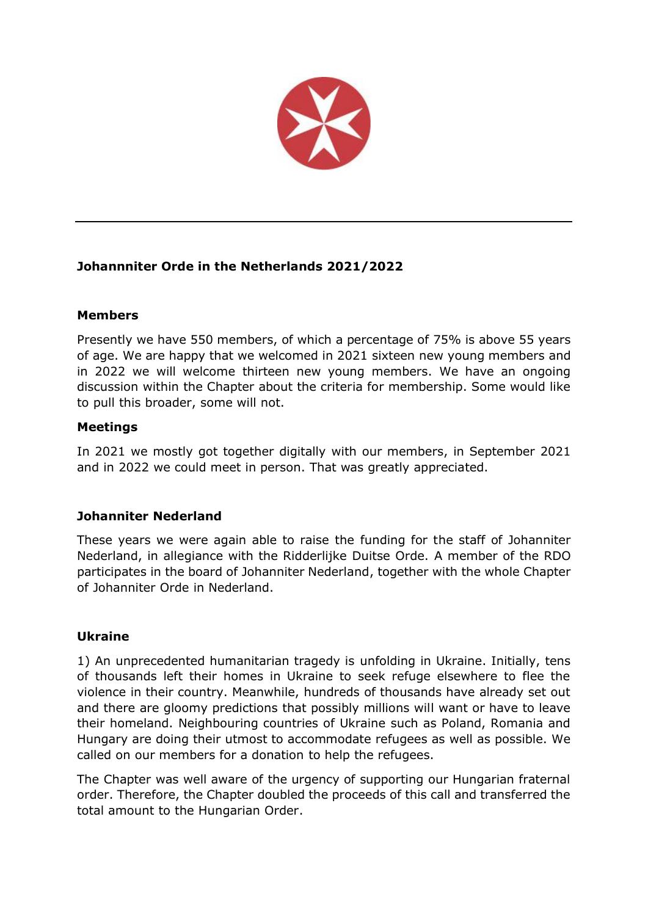**Johannniter Orde in the Netherlands 2021/2022**

**Members**

Presently we have 550 members, of which a percentage of 75% is above 55 years of age. We are happy that we welcomed in 2021 sixteen new young members and in 2022 we will welcome thirteen new young members. We have an ongoing discussion within the Chapter about the criteria for membership. Some would like to pull this broader, some will not.

**Meetings**

In 2021 we mostly got together digitally with our members, in September 2021 and in 2022 we could meet in person. That was greatly appreciated.

**Johanniter Nederland**

These years we were again able to raise the funding for the staff of Johanniter Nederland, in allegiance with the Ridderlijke Duitse Orde. A member of the RDO participates in the board of Johanniter Nederland, together with the whole Chapter of Johanniter Orde in Nederland.

**Ukraine**

1) An unprecedented humanitarian tragedy is unfolding in Ukraine. Initially, tens of thousands left their homes in Ukraine to seek refuge elsewhere to flee the violence in their country. Meanwhile, hundreds of thousands have already set out and there are gloomy predictions that possibly millions will want or have to leave their homeland. Neighbouring countries of Ukraine such as Poland, Romania and Hungary are doing their utmost to accommodate refugees as well as possible. We called on our members for a donation to help the refugees.

The Chapter was well aware of the urgency of supporting our Hungarian fraternal order. Therefore, the Chapter doubled the proceeds of this call and transferred the total amount to the Hungarian Order.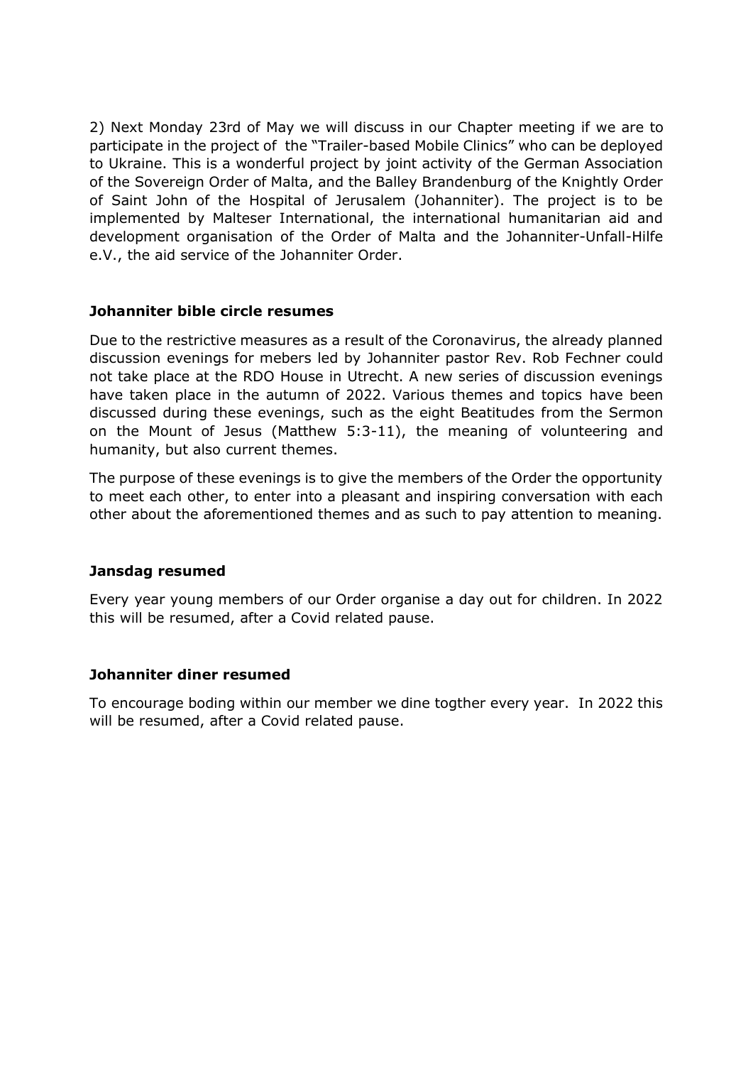2) Next Monday 23rd of May we will discuss in our Chapter meeting if we are to participate in the project of the "Trailer-based Mobile Clinics" who can be deployed to Ukraine. This is a wonderful project by joint activity of the German Association of the Sovereign Order of Malta, and the Balley Brandenburg of the Knightly Order of Saint John of the Hospital of Jerusalem (Johanniter). The project is to be implemented by Malteser International, the international humanitarian aid and development organisation of the Order of Malta and the Johanniter-Unfall-Hilfe e.V., the aid service of the Johanniter Order.

**Johanniter bible circle resumes**

Due to the restrictive measures as a result of the Coronavirus, the already planned discussion evenings for mebers led by Johanniter pastor Rev. Rob Fechner could not take place at the RDO House in Utrecht. A new series of discussion evenings have taken place in the autumn of 2022. Various themes and topics have been discussed during these evenings, such as the eight Beatitudes from the Sermon on the Mount of Jesus (Matthew 5:3-11), the meaning of volunteering and humanity, but also current themes.

The purpose of these evenings is to give the members of the Order the opportunity to meet each other, to enter into a pleasant and inspiring conversation with each other about the aforementioned themes and as such to pay attention to meaning.

**Jansdag resumed**

Every year young members of our Order organise a day out for children. In 2022 this will be resumed, after a Covid related pause.

**Johanniter diner resumed**

To encourage boding within our member we dine togther every year. In 2022 this will be resumed, after a Covid related pause.